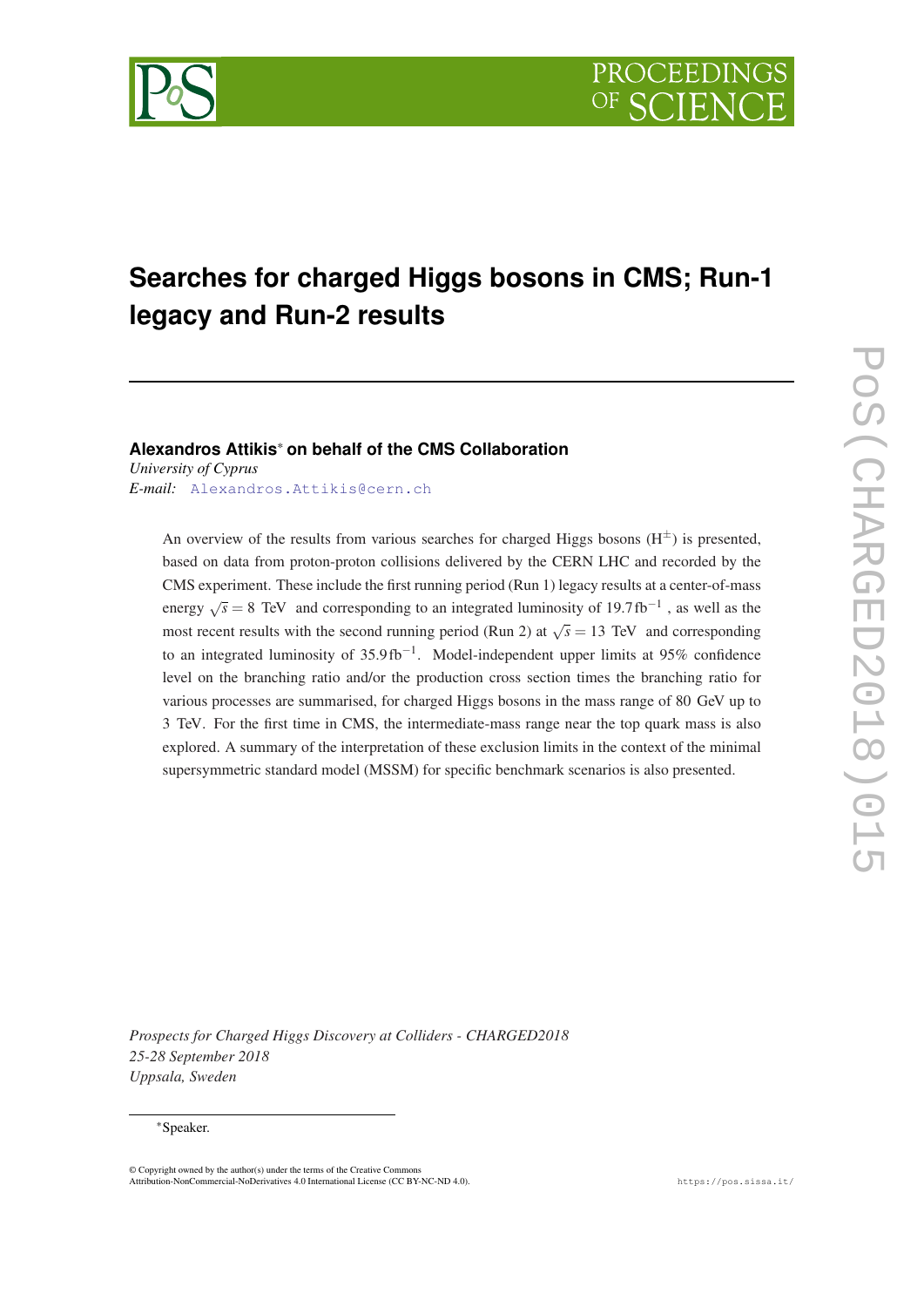# Searches for charged Higgs bosons in CMS; Run-1 legacy and Run-2 results

**Alexandros Attikis*** **on behalf of the CMS Collaboration**
*University of Cyprus*
*E-mail:* Alexandros.Attikis@cern.ch

An overview of the results from various searches for charged Higgs bosons ($H^{\pm}$) is presented, based on data from proton-proton collisions delivered by the CERN LHC and recorded by the CMS experiment. These include the first running period (Run 1) legacy results at a center-of-mass energy $\sqrt{s} = 8$ TeV and corresponding to an integrated luminosity of $19.7\,\mathrm{fb}^{-1}$, as well as the most recent results with the second running period (Run 2) at $\sqrt{s} = 13$ TeV and corresponding to an integrated luminosity of $35.9\,\mathrm{fb}^{-1}$. Model-independent upper limits at 95% confidence level on the branching ratio and/or the production cross section times the branching ratio for various processes are summarised, for charged Higgs bosons in the mass range of 80 GeV up to 3 TeV. For the first time in CMS, the intermediate-mass range near the top quark mass is also explored. A summary of the interpretation of these exclusion limits in the context of the minimal supersymmetric standard model (MSSM) for specific benchmark scenarios is also presented.

*Prospects for Charged Higgs Discovery at Colliders - CHARGED2018*
*25-28 September 2018*
*Uppsala, Sweden*

*Speaker.

© Copyright owned by the author(s) under the terms of the Creative Commons Attribution-NonCommercial-NoDerivatives 4.0 International License (CC BY-NC-ND 4.0).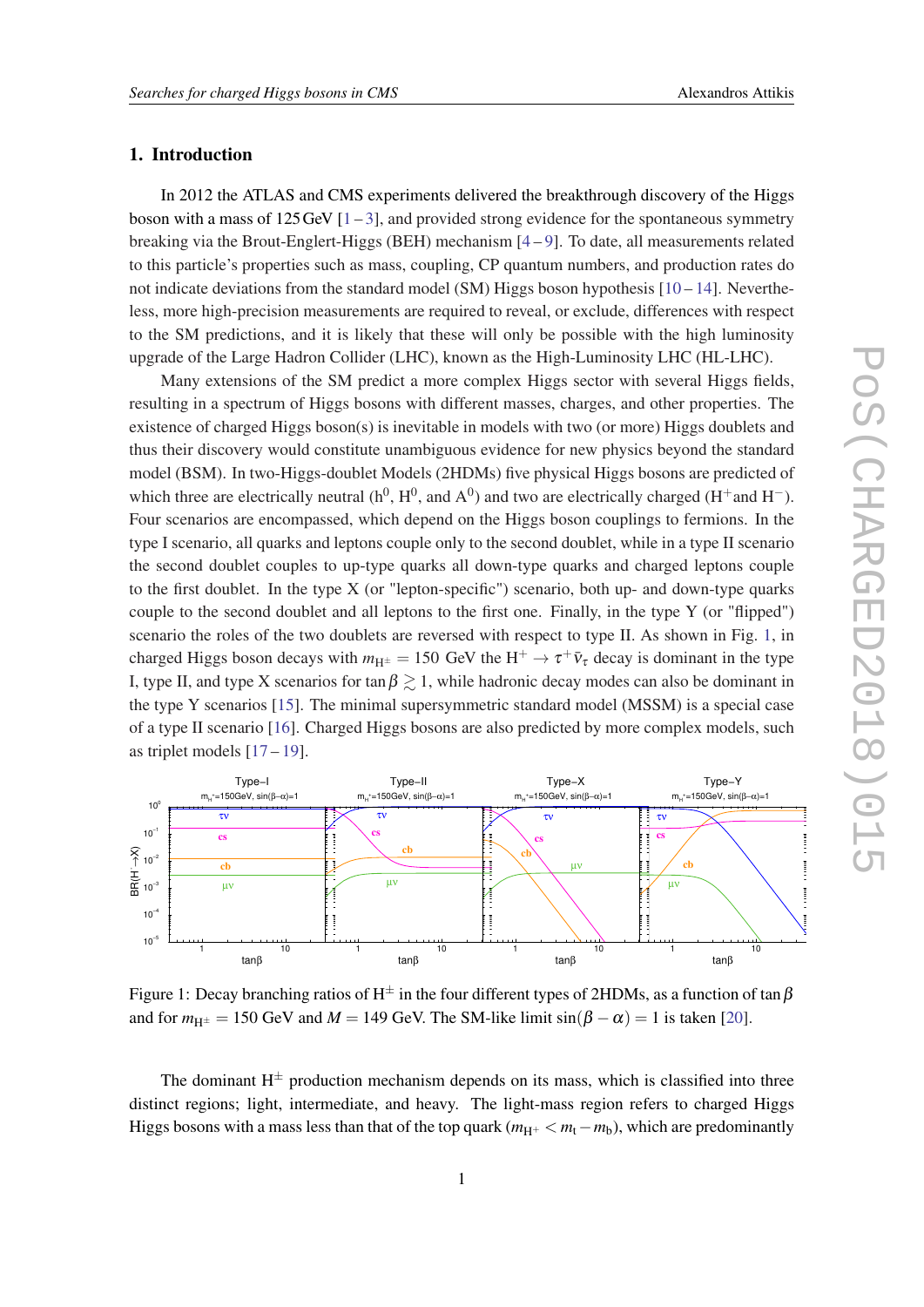## 1. Introduction

In 2012 the ATLAS and CMS experiments delivered the breakthrough discovery of the Higgs boson with a mass of 125 GeV [1 – 3], and provided strong evidence for the spontaneous symmetry breaking via the Brout-Englert-Higgs (BEH) mechanism [4 – 9]. To date, all measurements related to this particle's properties such as mass, coupling, CP quantum numbers, and production rates do not indicate deviations from the standard model (SM) Higgs boson hypothesis [10 – 14]. Nevertheless, more high-precision measurements are required to reveal, or exclude, differences with respect to the SM predictions, and it is likely that these will only be possible with the high luminosity upgrade of the Large Hadron Collider (LHC), known as the High-Luminosity LHC (HL-LHC).

Many extensions of the SM predict a more complex Higgs sector with several Higgs fields, resulting in a spectrum of Higgs bosons with different masses, charges, and other properties. The existence of charged Higgs boson(s) is inevitable in models with two (or more) Higgs doublets and thus their discovery would constitute unambiguous evidence for new physics beyond the standard model (BSM). In two-Higgs-doublet Models (2HDMs) five physical Higgs bosons are predicted of which three are electrically neutral ($h^0$, $H^0$, and $A^0$) and two are electrically charged ($H^+$ and $H^-$). Four scenarios are encompassed, which depend on the Higgs boson couplings to fermions. In the type I scenario, all quarks and leptons couple only to the second doublet, while in a type II scenario the second doublet couples to up-type quarks all down-type quarks and charged leptons couple to the first doublet. In the type X (or "lepton-specific") scenario, both up- and down-type quarks couple to the second doublet and all leptons to the first one. Finally, in the type Y (or "flipped") scenario the roles of the two doublets are reversed with respect to type II. As shown in Fig. 1, in charged Higgs boson decays with $m_{H^\pm} = 150$ GeV the $H^+ \to \tau^+ \bar{\nu}_\tau$ decay is dominant in the type I, type II, and type X scenarios for $\tan\beta \gtrsim 1$, while hadronic decay modes can also be dominant in the type Y scenarios [15]. The minimal supersymmetric standard model (MSSM) is a special case of a type II scenario [16]. Charged Higgs bosons are also predicted by more complex models, such as triplet models [17 – 19].

Figure 1: Decay branching ratios of $H^\pm$ in the four different types of 2HDMs, as a function of $\tan\beta$ and for $m_{H^\pm} = 150$ GeV and $M = 149$ GeV. The SM-like limit $\sin(\beta - \alpha) = 1$ is taken [20].

The dominant $H^\pm$ production mechanism depends on its mass, which is classified into three distinct regions; light, intermediate, and heavy. The light-mass region refers to charged Higgs Higgs bosons with a mass less than that of the top quark ($m_{H^+} < m_t - m_b$), which are predominantly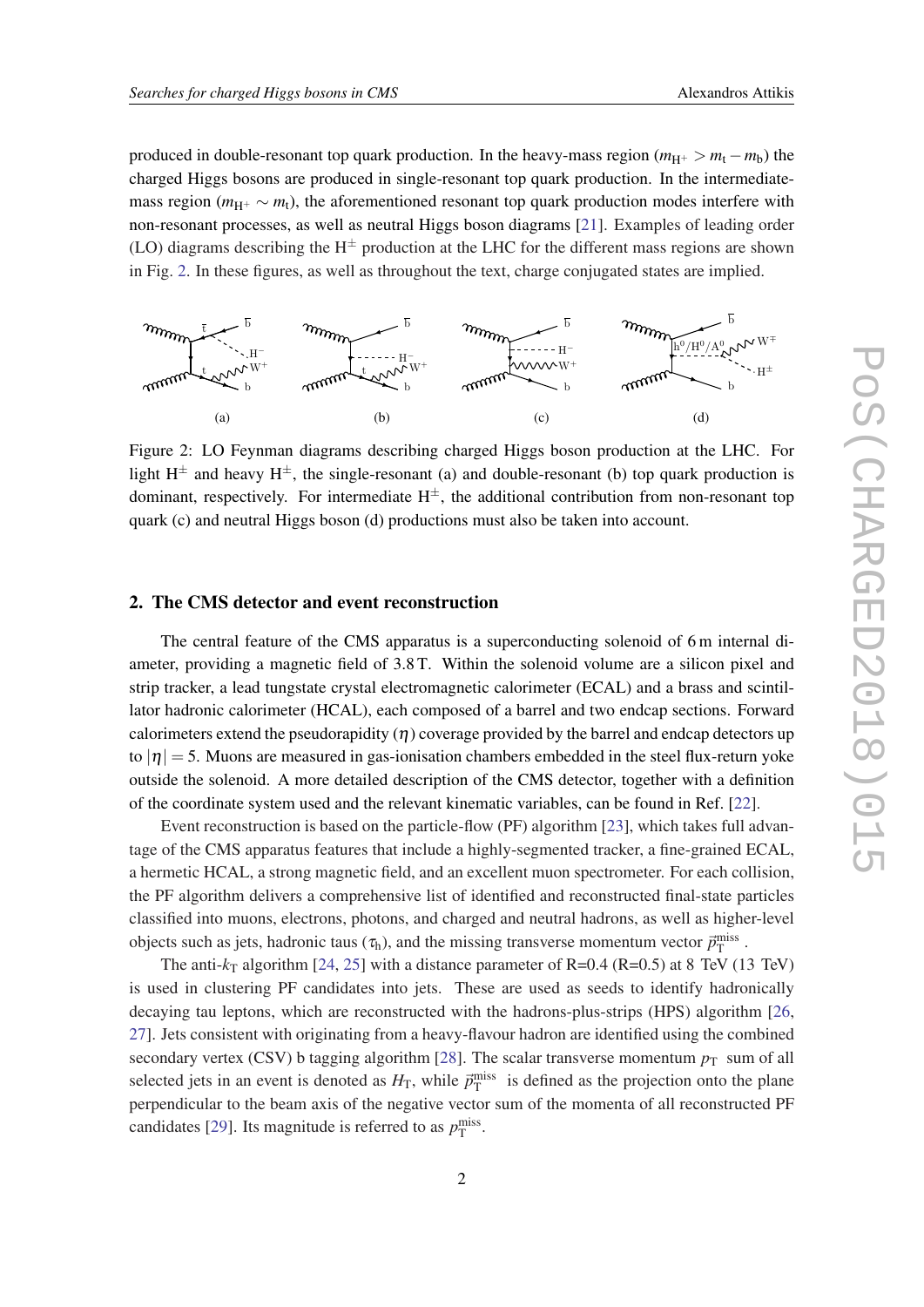produced in double-resonant top quark production. In the heavy-mass region ($m_{\mathrm{H}^+} > m_\mathrm{t} - m_\mathrm{b}$) the charged Higgs bosons are produced in single-resonant top quark production. In the intermediate-mass region ($m_{\mathrm{H}^+} \sim m_\mathrm{t}$), the aforementioned resonant top quark production modes interfere with non-resonant processes, as well as neutral Higgs boson diagrams [21]. Examples of leading order (LO) diagrams describing the $\mathrm{H}^\pm$ production at the LHC for the different mass regions are shown in Fig. 2. In these figures, as well as throughout the text, charge conjugated states are implied.

Figure 2: LO Feynman diagrams describing charged Higgs boson production at the LHC. For light $\mathrm{H}^\pm$ and heavy $\mathrm{H}^\pm$, the single-resonant (a) and double-resonant (b) top quark production is dominant, respectively. For intermediate $\mathrm{H}^\pm$, the additional contribution from non-resonant top quark (c) and neutral Higgs boson (d) productions must also be taken into account.

## 2. The CMS detector and event reconstruction

The central feature of the CMS apparatus is a superconducting solenoid of 6 m internal diameter, providing a magnetic field of 3.8 T. Within the solenoid volume are a silicon pixel and strip tracker, a lead tungstate crystal electromagnetic calorimeter (ECAL) and a brass and scintillator hadronic calorimeter (HCAL), each composed of a barrel and two endcap sections. Forward calorimeters extend the pseudorapidity ($\eta$) coverage provided by the barrel and endcap detectors up to $|\eta| = 5$. Muons are measured in gas-ionisation chambers embedded in the steel flux-return yoke outside the solenoid. A more detailed description of the CMS detector, together with a definition of the coordinate system used and the relevant kinematic variables, can be found in Ref. [22].

Event reconstruction is based on the particle-flow (PF) algorithm [23], which takes full advantage of the CMS apparatus features that include a highly-segmented tracker, a fine-grained ECAL, a hermetic HCAL, a strong magnetic field, and an excellent muon spectrometer. For each collision, the PF algorithm delivers a comprehensive list of identified and reconstructed final-state particles classified into muons, electrons, photons, and charged and neutral hadrons, as well as higher-level objects such as jets, hadronic taus ($\tau_\mathrm{h}$), and the missing transverse momentum vector $\vec{p}_\mathrm{T}^\mathrm{miss}$.

The anti-$k_\mathrm{T}$ algorithm [24, 25] with a distance parameter of R=0.4 (R=0.5) at 8 TeV (13 TeV) is used in clustering PF candidates into jets. These are used as seeds to identify hadronically decaying tau leptons, which are reconstructed with the hadrons-plus-strips (HPS) algorithm [26, 27]. Jets consistent with originating from a heavy-flavour hadron are identified using the combined secondary vertex (CSV) b tagging algorithm [28]. The scalar transverse momentum $p_\mathrm{T}$ sum of all selected jets in an event is denoted as $H_\mathrm{T}$, while $\vec{p}_\mathrm{T}^\mathrm{miss}$ is defined as the projection onto the plane perpendicular to the beam axis of the negative vector sum of the momenta of all reconstructed PF candidates [29]. Its magnitude is referred to as $p_\mathrm{T}^\mathrm{miss}$.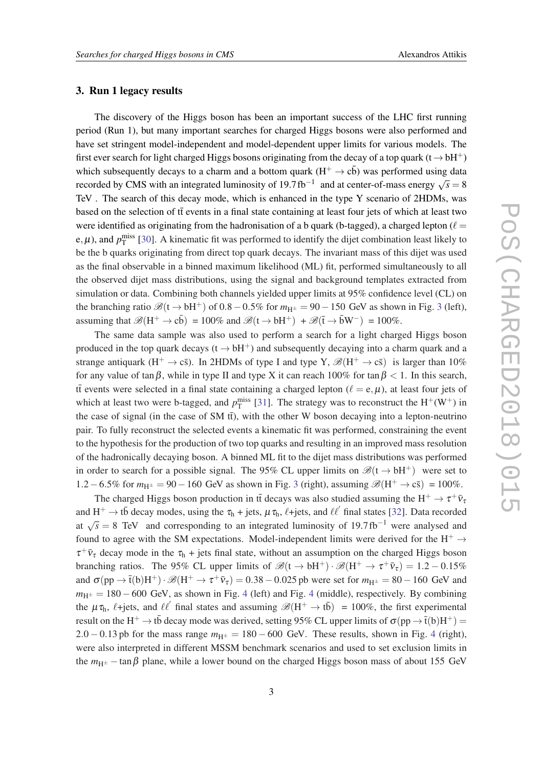## 3. Run 1 legacy results

The discovery of the Higgs boson has been an important success of the LHC first running period (Run 1), but many important searches for charged Higgs bosons were also performed and have set stringent model-independent and model-dependent upper limits for various models. The first ever search for light charged Higgs bosons originating from the decay of a top quark ($\mathrm{t} \to \mathrm{bH^+}$) which subsequently decays to a charm and a bottom quark ($\mathrm{H^+} \to \mathrm{c\bar{b}}$) was performed using data recorded by CMS with an integrated luminosity of $19.7\,\mathrm{fb^{-1}}$ and at center-of-mass energy $\sqrt{s} = 8$ TeV . The search of this decay mode, which is enhanced in the type Y scenario of 2HDMs, was based on the selection of $\mathrm{t\bar{t}}$ events in a final state containing at least four jets of which at least two were identified as originating from the hadronisation of a b quark (b-tagged), a charged lepton ($\ell = \mathrm{e}, \mu$), and $p_{\mathrm{T}}^{\mathrm{miss}}$ [30]. A kinematic fit was performed to identify the dijet combination least likely to be the b quarks originating from direct top quark decays. The invariant mass of this dijet was used as the final observable in a binned maximum likelihood (ML) fit, performed simultaneously to all the observed dijet mass distributions, using the signal and background templates extracted from simulation or data. Combining both channels yielded upper limits at 95% confidence level (CL) on the branching ratio $\mathscr{B}(\mathrm{t} \to \mathrm{bH^+})$ of $0.8-0.5\%$ for $m_{\mathrm{H^\pm}} = 90-150$ GeV as shown in Fig. 3 (left), assuming that $\mathscr{B}(\mathrm{H^+} \to \mathrm{c\bar{b}}) = 100\%$ and $\mathscr{B}(\mathrm{t} \to \mathrm{bH^+}) + \mathscr{B}(\mathrm{\bar{t}} \to \mathrm{\bar{b}W^-}) = 100\%$.

The same data sample was also used to perform a search for a light charged Higgs boson produced in the top quark decays ($\mathrm{t} \to \mathrm{bH^+}$) and subsequently decaying into a charm quark and a strange antiquark ($\mathrm{H^+} \to \mathrm{c\bar{s}}$). In 2HDMs of type I and type Y, $\mathscr{B}(\mathrm{H^+} \to \mathrm{c\bar{s}})$ is larger than 10% for any value of $\tan\beta$, while in type II and type X it can reach 100% for $\tan\beta < 1$. In this search, $\mathrm{t\bar{t}}$ events were selected in a final state containing a charged lepton ($\ell = \mathrm{e}, \mu$), at least four jets of which at least two were b-tagged, and $p_{\mathrm{T}}^{\mathrm{miss}}$ [31]. The strategy was to reconstruct the $\mathrm{H^+}(\mathrm{W^+})$ in the case of signal (in the case of SM $\mathrm{t\bar{t}}$), with the other W boson decaying into a lepton-neutrino pair. To fully reconstruct the selected events a kinematic fit was performed, constraining the event to the hypothesis for the production of two top quarks and resulting in an improved mass resolution of the hadronically decaying boson. A binned ML fit to the dijet mass distributions was performed in order to search for a possible signal. The 95% CL upper limits on $\mathscr{B}(\mathrm{t} \to \mathrm{bH^+})$ were set to $1.2-6.5\%$ for $m_{\mathrm{H^\pm}} = 90-160$ GeV as shown in Fig. 3 (right), assuming $\mathscr{B}(\mathrm{H^+} \to \mathrm{c\bar{s}}) = 100\%$.

The charged Higgs boson production in $\mathrm{t\bar{t}}$ decays was also studied assuming the $\mathrm{H^+} \to \tau^+\bar{\nu}_\tau$ and $\mathrm{H^+} \to \mathrm{t\bar{b}}$ decay modes, using the $\tau_{\mathrm{h}}$ + jets, $\mu\tau_{\mathrm{h}}$, $\ell$+jets, and $\ell\ell'$ final states [32]. Data recorded at $\sqrt{s} = 8$ TeV and corresponding to an integrated luminosity of $19.7\,\mathrm{fb^{-1}}$ were analysed and found to agree with the SM expectations. Model-independent limits were derived for the $\mathrm{H^+} \to \tau^+\bar{\nu}_\tau$ decay mode in the $\tau_{\mathrm{h}}$ + jets final state, without an assumption on the charged Higgs boson branching ratios. The 95% CL upper limits of $\mathscr{B}(\mathrm{t} \to \mathrm{bH^+}) \cdot \mathscr{B}(\mathrm{H^+} \to \tau^+\bar{\nu}_\tau) = 1.2-0.15\%$ and $\sigma(\mathrm{pp} \to \mathrm{\bar{t}(b)H^+}) \cdot \mathscr{B}(\mathrm{H^+} \to \tau^+\bar{\nu}_\tau) = 0.38-0.025$ pb were set for $m_{\mathrm{H^\pm}} = 80-160$ GeV and $m_{\mathrm{H^\pm}} = 180-600$ GeV, as shown in Fig. 4 (left) and Fig. 4 (middle), respectively. By combining the $\mu\tau_{\mathrm{h}}$, $\ell$+jets, and $\ell\ell'$ final states and assuming $\mathscr{B}(\mathrm{H^+} \to \mathrm{t\bar{b}}) = 100\%$, the first experimental result on the $\mathrm{H^+} \to \mathrm{t\bar{b}}$ decay mode was derived, setting 95% CL upper limits of $\sigma(\mathrm{pp} \to \mathrm{\bar{t}(b)H^+}) = 2.0-0.13$ pb for the mass range $m_{\mathrm{H^\pm}} = 180-600$ GeV. These results, shown in Fig. 4 (right), were also interpreted in different MSSM benchmark scenarios and used to set exclusion limits in the $m_{\mathrm{H^\pm}} - \tan\beta$ plane, while a lower bound on the charged Higgs boson mass of about 155 GeV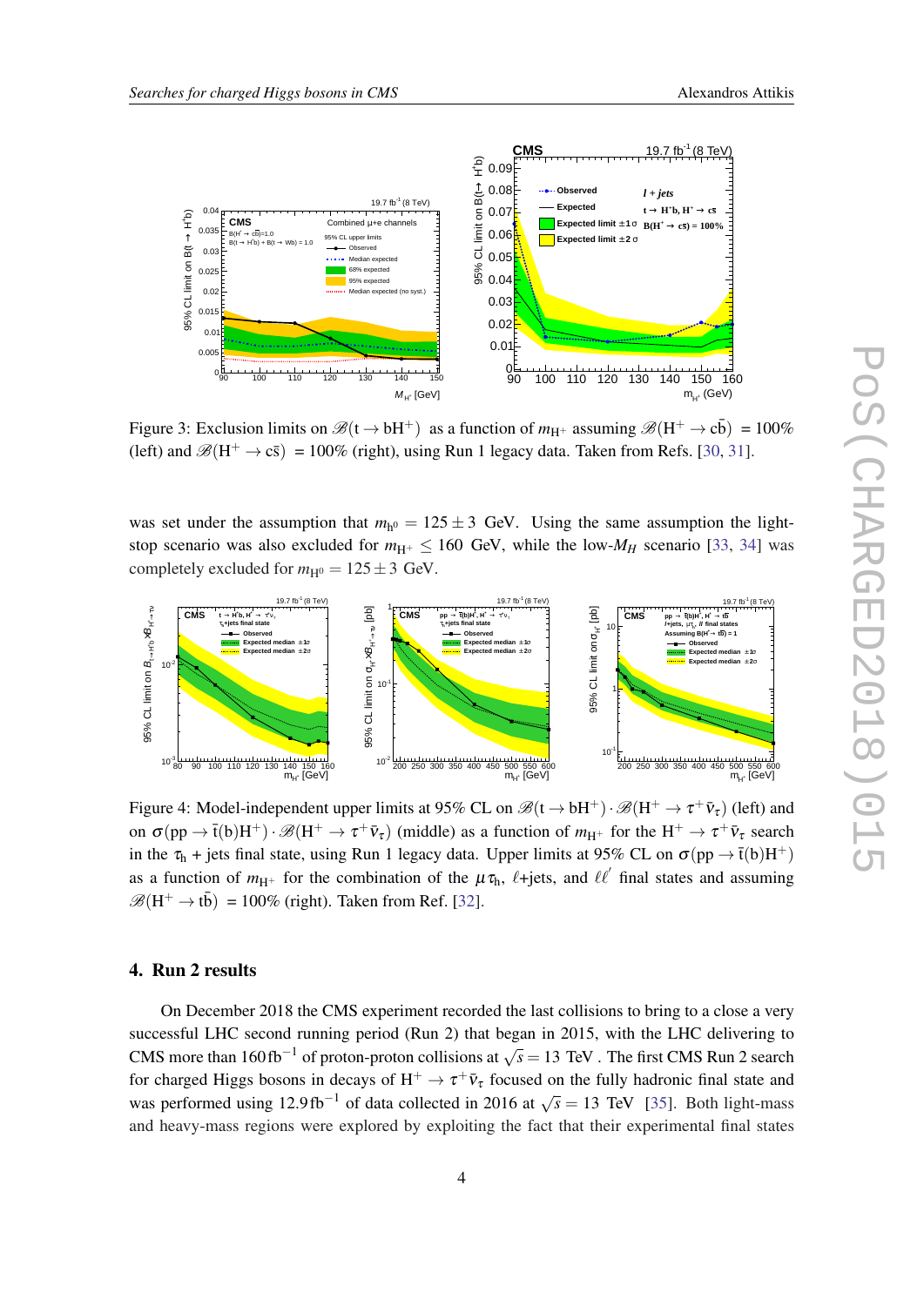Figure 3: Exclusion limits on $\mathscr{B}(\mathrm{t} \to \mathrm{bH}^+)$ as a function of $m_{\mathrm{H}^+}$ assuming $\mathscr{B}(\mathrm{H}^+ \to \mathrm{c\bar{b}}) = 100\%$ (left) and $\mathscr{B}(\mathrm{H}^+ \to \mathrm{c\bar{s}}) = 100\%$ (right), using Run 1 legacy data. Taken from Refs. [30, 31].

was set under the assumption that $m_{\mathrm{h}^0} = 125 \pm 3$ GeV. Using the same assumption the light-stop scenario was also excluded for $m_{\mathrm{H}^+} \leq 160$ GeV, while the low-$M_H$ scenario [33, 34] was completely excluded for $m_{\mathrm{H}^0} = 125 \pm 3$ GeV.

Figure 4: Model-independent upper limits at 95% CL on $\mathscr{B}(\mathrm{t} \to \mathrm{bH}^+) \cdot \mathscr{B}(\mathrm{H}^+ \to \tau^+ \bar{\nu}_\tau)$ (left) and on $\sigma(\mathrm{pp} \to \bar{\mathrm{t}}(\mathrm{b})\mathrm{H}^+) \cdot \mathscr{B}(\mathrm{H}^+ \to \tau^+ \bar{\nu}_\tau)$ (middle) as a function of $m_{\mathrm{H}^+}$ for the $\mathrm{H}^+ \to \tau^+ \bar{\nu}_\tau$ search in the $\tau_{\mathrm{h}}$ + jets final state, using Run 1 legacy data. Upper limits at 95% CL on $\sigma(\mathrm{pp} \to \bar{\mathrm{t}}(\mathrm{b})\mathrm{H}^+)$ as a function of $m_{\mathrm{H}^+}$ for the combination of the $\mu\tau_{\mathrm{h}}$, $\ell$+jets, and $\ell\ell'$ final states and assuming $\mathscr{B}(\mathrm{H}^+ \to \mathrm{t\bar{b}}) = 100\%$ (right). Taken from Ref. [32].

## 4. Run 2 results

On December 2018 the CMS experiment recorded the last collisions to bring to a close a very successful LHC second running period (Run 2) that began in 2015, with the LHC delivering to CMS more than $160\,\mathrm{fb}^{-1}$ of proton-proton collisions at $\sqrt{s} = 13$ TeV . The first CMS Run 2 search for charged Higgs bosons in decays of $\mathrm{H}^+ \to \tau^+ \bar{\nu}_\tau$ focused on the fully hadronic final state and was performed using $12.9\,\mathrm{fb}^{-1}$ of data collected in 2016 at $\sqrt{s} = 13$ TeV [35]. Both light-mass and heavy-mass regions were explored by exploiting the fact that their experimental final states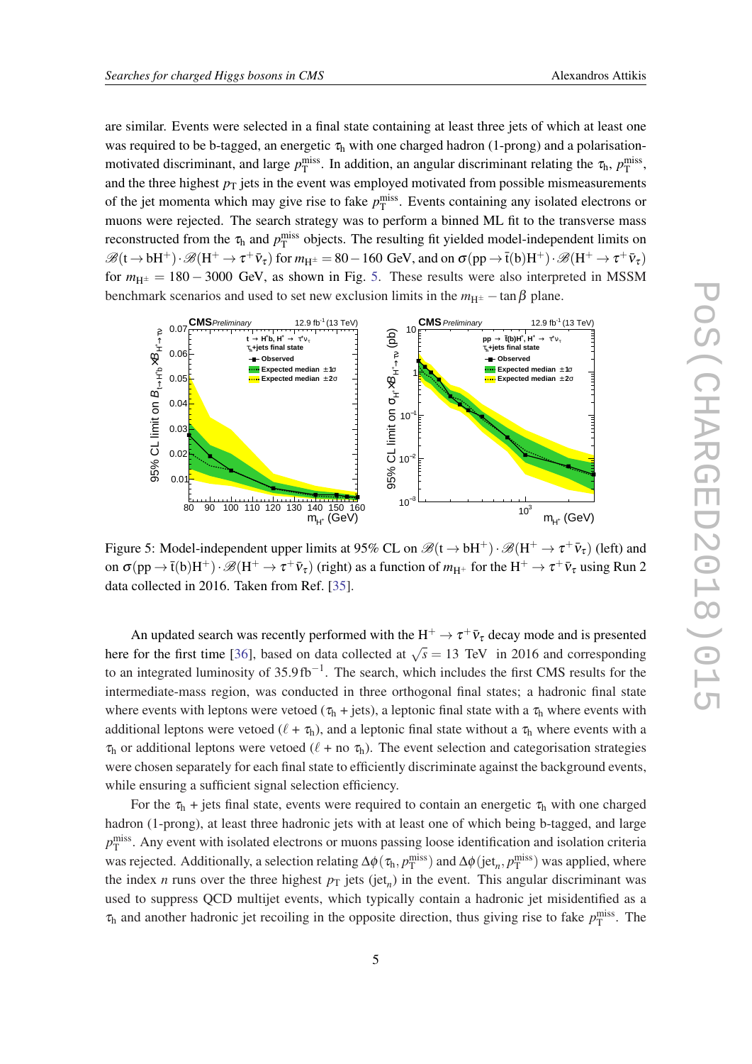are similar. Events were selected in a final state containing at least three jets of which at least one was required to be b-tagged, an energetic $\tau_h$ with one charged hadron (1-prong) and a polarisation-motivated discriminant, and large $p_T^{miss}$. In addition, an angular discriminant relating the $\tau_h$, $p_T^{miss}$, and the three highest $p_T$ jets in the event was employed motivated from possible mismeasurements of the jet momenta which may give rise to fake $p_T^{miss}$. Events containing any isolated electrons or muons were rejected. The search strategy was to perform a binned ML fit to the transverse mass reconstructed from the $\tau_h$ and $p_T^{miss}$ objects. The resulting fit yielded model-independent limits on $\mathscr{B}(t \to bH^+) \cdot \mathscr{B}(H^+ \to \tau^+\bar{\nu}_\tau)$ for $m_{H^\pm} = 80 - 160$ GeV, and on $\sigma(pp \to \bar{t}(b)H^+) \cdot \mathscr{B}(H^+ \to \tau^+\bar{\nu}_\tau)$ for $m_{H^\pm} = 180 - 3000$ GeV, as shown in Fig. 5. These results were also interpreted in MSSM benchmark scenarios and used to set new exclusion limits in the $m_{H^\pm} - \tan\beta$ plane.

Figure 5: Model-independent upper limits at 95% CL on $\mathscr{B}(t \to bH^+) \cdot \mathscr{B}(H^+ \to \tau^+\bar{\nu}_\tau)$ (left) and on $\sigma(pp \to \bar{t}(b)H^+) \cdot \mathscr{B}(H^+ \to \tau^+\bar{\nu}_\tau)$ (right) as a function of $m_{H^+}$ for the $H^+ \to \tau^+\bar{\nu}_\tau$ using Run 2 data collected in 2016. Taken from Ref. [35].

An updated search was recently performed with the $H^+ \to \tau^+\bar{\nu}_\tau$ decay mode and is presented here for the first time [36], based on data collected at $\sqrt{s} = 13$ TeV in 2016 and corresponding to an integrated luminosity of $35.9\,\text{fb}^{-1}$. The search, which includes the first CMS results for the intermediate-mass region, was conducted in three orthogonal final states; a hadronic final state where events with leptons were vetoed ($\tau_h$ + jets), a leptonic final state with a $\tau_h$ where events with additional leptons were vetoed ($\ell$ + $\tau_h$), and a leptonic final state without a $\tau_h$ where events with a $\tau_h$ or additional leptons were vetoed ($\ell$ + no $\tau_h$). The event selection and categorisation strategies were chosen separately for each final state to efficiently discriminate against the background events, while ensuring a sufficient signal selection efficiency.

For the $\tau_h$ + jets final state, events were required to contain an energetic $\tau_h$ with one charged hadron (1-prong), at least three hadronic jets with at least one of which being b-tagged, and large $p_T^{miss}$. Any event with isolated electrons or muons passing loose identification and isolation criteria was rejected. Additionally, a selection relating $\Delta\phi(\tau_h, p_T^{miss})$ and $\Delta\phi(\text{jet}_n, p_T^{miss})$ was applied, where the index $n$ runs over the three highest $p_T$ jets ($\text{jet}_n$) in the event. This angular discriminant was used to suppress QCD multijet events, which typically contain a hadronic jet misidentified as a $\tau_h$ and another hadronic jet recoiling in the opposite direction, thus giving rise to fake $p_T^{miss}$. The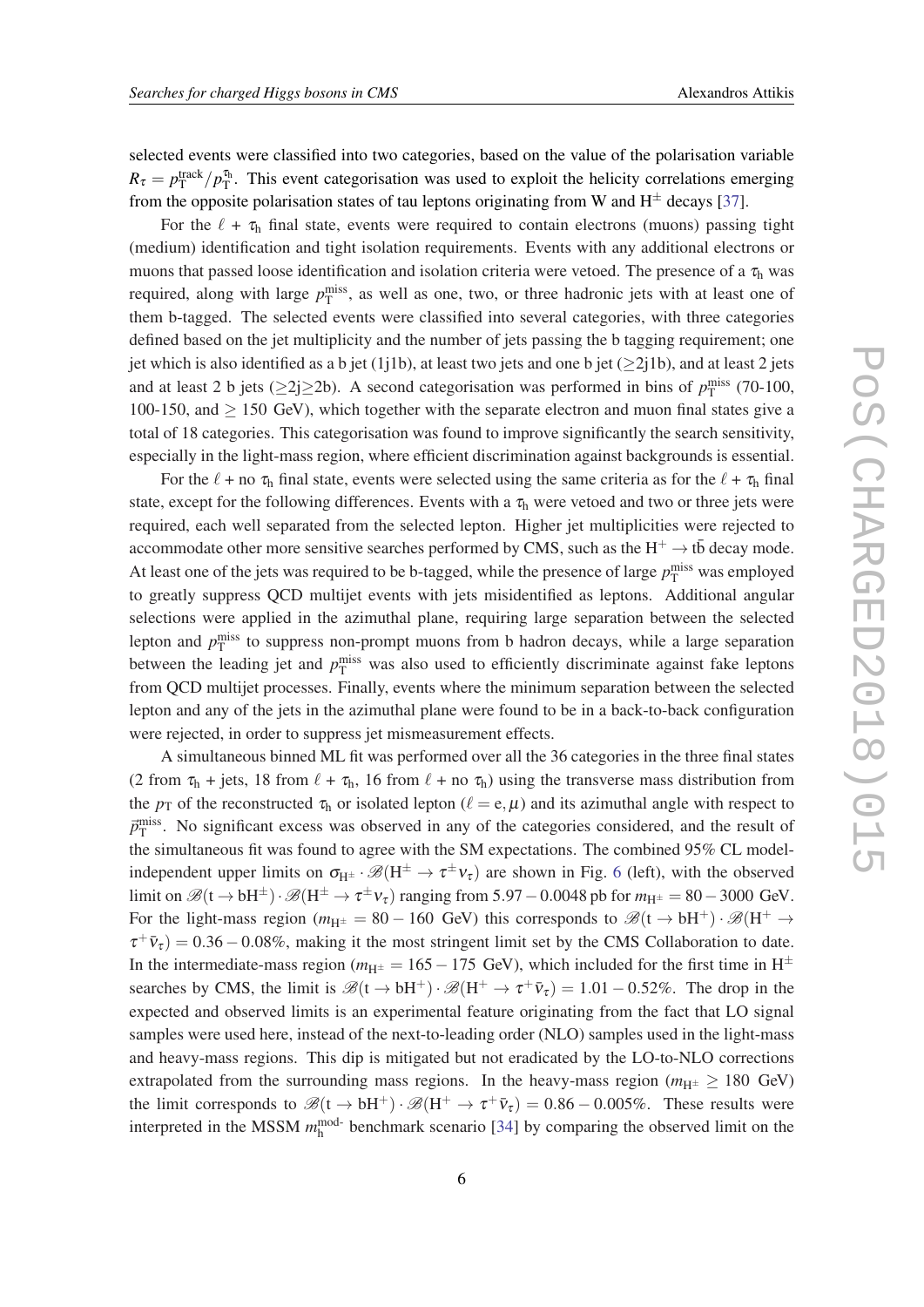selected events were classified into two categories, based on the value of the polarisation variable $R_\tau = p_T^{\text{track}}/p_T^{\tau_h}$. This event categorisation was used to exploit the helicity correlations emerging from the opposite polarisation states of tau leptons originating from W and $H^\pm$ decays [37].

For the $\ell$ + $\tau_h$ final state, events were required to contain electrons (muons) passing tight (medium) identification and tight isolation requirements. Events with any additional electrons or muons that passed loose identification and isolation criteria were vetoed. The presence of a $\tau_h$ was required, along with large $p_T^{\text{miss}}$, as well as one, two, or three hadronic jets with at least one of them b-tagged. The selected events were classified into several categories, with three categories defined based on the jet multiplicity and the number of jets passing the b tagging requirement; one jet which is also identified as a b jet (1j1b), at least two jets and one b jet ($\geq$2j1b), and at least 2 jets and at least 2 b jets ($\geq$2j$\geq$2b). A second categorisation was performed in bins of $p_T^{\text{miss}}$ (70-100, 100-150, and $\geq$ 150 GeV), which together with the separate electron and muon final states give a total of 18 categories. This categorisation was found to improve significantly the search sensitivity, especially in the light-mass region, where efficient discrimination against backgrounds is essential.

For the $\ell$ + no $\tau_h$ final state, events were selected using the same criteria as for the $\ell$ + $\tau_h$ final state, except for the following differences. Events with a $\tau_h$ were vetoed and two or three jets were required, each well separated from the selected lepton. Higher jet multiplicities were rejected to accommodate other more sensitive searches performed by CMS, such as the $H^+ \to t\bar{b}$ decay mode. At least one of the jets was required to be b-tagged, while the presence of large $p_T^{\text{miss}}$ was employed to greatly suppress QCD multijet events with jets misidentified as leptons. Additional angular selections were applied in the azimuthal plane, requiring large separation between the selected lepton and $p_T^{\text{miss}}$ to suppress non-prompt muons from b hadron decays, while a large separation between the leading jet and $p_T^{\text{miss}}$ was also used to efficiently discriminate against fake leptons from QCD multijet processes. Finally, events where the minimum separation between the selected lepton and any of the jets in the azimuthal plane were found to be in a back-to-back configuration were rejected, in order to suppress jet mismeasurement effects.

A simultaneous binned ML fit was performed over all the 36 categories in the three final states (2 from $\tau_h$ + jets, 18 from $\ell$ + $\tau_h$, 16 from $\ell$ + no $\tau_h$) using the transverse mass distribution from the $p_T$ of the reconstructed $\tau_h$ or isolated lepton ($\ell = e, \mu$) and its azimuthal angle with respect to $\vec{p}_T^{\text{miss}}$. No significant excess was observed in any of the categories considered, and the result of the simultaneous fit was found to agree with the SM expectations. The combined 95% CL model-independent upper limits on $\sigma_{H^\pm} \cdot \mathscr{B}(H^\pm \to \tau^\pm \nu_\tau)$ are shown in Fig. 6 (left), with the observed limit on $\mathscr{B}(t \to bH^\pm) \cdot \mathscr{B}(H^\pm \to \tau^\pm \nu_\tau)$ ranging from $5.97 - 0.0048$ pb for $m_{H^\pm} = 80 - 3000$ GeV. For the light-mass region ($m_{H^\pm} = 80 - 160$ GeV) this corresponds to $\mathscr{B}(t \to bH^+) \cdot \mathscr{B}(H^+ \to \tau^+ \bar{\nu}_\tau) = 0.36 - 0.08\%$, making it the most stringent limit set by the CMS Collaboration to date. In the intermediate-mass region ($m_{H^\pm} = 165 - 175$ GeV), which included for the first time in $H^\pm$ searches by CMS, the limit is $\mathscr{B}(t \to bH^+) \cdot \mathscr{B}(H^+ \to \tau^+ \bar{\nu}_\tau) = 1.01 - 0.52\%$. The drop in the expected and observed limits is an experimental feature originating from the fact that LO signal samples were used here, instead of the next-to-leading order (NLO) samples used in the light-mass and heavy-mass regions. This dip is mitigated but not eradicated by the LO-to-NLO corrections extrapolated from the surrounding mass regions. In the heavy-mass region ($m_{H^\pm} \geq 180$ GeV) the limit corresponds to $\mathscr{B}(t \to bH^+) \cdot \mathscr{B}(H^+ \to \tau^+ \bar{\nu}_\tau) = 0.86 - 0.005\%$. These results were interpreted in the MSSM $m_h^{\text{mod-}}$ benchmark scenario [34] by comparing the observed limit on the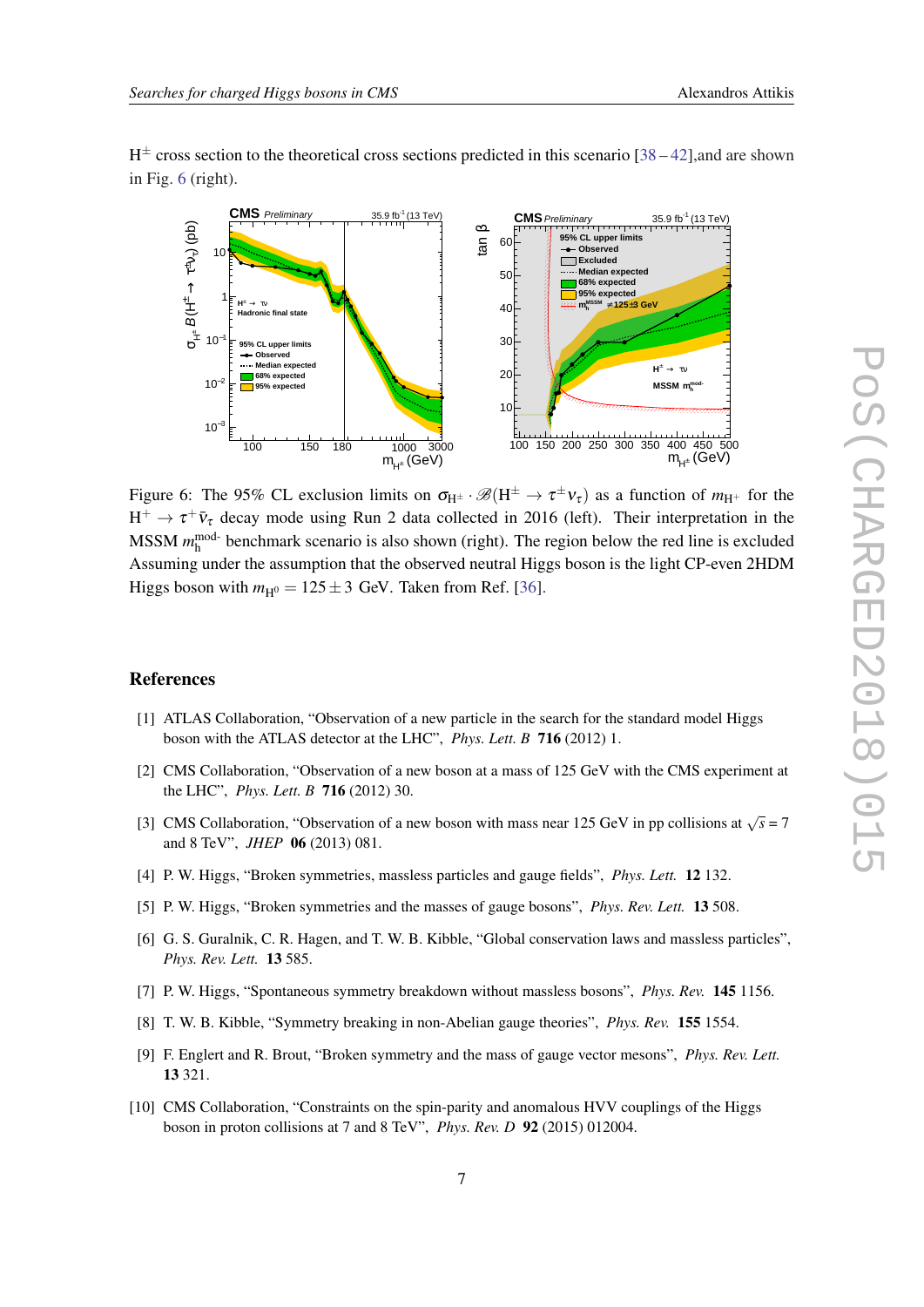$H^{\pm}$ cross section to the theoretical cross sections predicted in this scenario [38 – 42],and are shown in Fig. 6 (right).

Figure 6: The 95% CL exclusion limits on $\sigma_{H^{\pm}} \cdot \mathscr{B}(H^{\pm} \to \tau^{\pm}\nu_{\tau})$ as a function of $m_{H^{+}}$ for the $H^{+} \to \tau^{+}\bar{\nu}_{\tau}$ decay mode using Run 2 data collected in 2016 (left). Their interpretation in the MSSM $m_{h}^{\text{mod-}}$ benchmark scenario is also shown (right). The region below the red line is excluded Assuming under the assumption that the observed neutral Higgs boson is the light CP-even 2HDM Higgs boson with $m_{H^0} = 125 \pm 3$ GeV. Taken from Ref. [36].

## References

[1] ATLAS Collaboration, "Observation of a new particle in the search for the standard model Higgs boson with the ATLAS detector at the LHC", *Phys. Lett. B* **716** (2012) 1.

[2] CMS Collaboration, "Observation of a new boson at a mass of 125 GeV with the CMS experiment at the LHC", *Phys. Lett. B* **716** (2012) 30.

[3] CMS Collaboration, "Observation of a new boson with mass near 125 GeV in pp collisions at $\sqrt{s} = 7$ and 8 TeV", *JHEP* **06** (2013) 081.

[4] P. W. Higgs, "Broken symmetries, massless particles and gauge fields", *Phys. Lett.* **12** 132.

[5] P. W. Higgs, "Broken symmetries and the masses of gauge bosons", *Phys. Rev. Lett.* **13** 508.

[6] G. S. Guralnik, C. R. Hagen, and T. W. B. Kibble, "Global conservation laws and massless particles", *Phys. Rev. Lett.* **13** 585.

[7] P. W. Higgs, "Spontaneous symmetry breakdown without massless bosons", *Phys. Rev.* **145** 1156.

[8] T. W. B. Kibble, "Symmetry breaking in non-Abelian gauge theories", *Phys. Rev.* **155** 1554.

[9] F. Englert and R. Brout, "Broken symmetry and the mass of gauge vector mesons", *Phys. Rev. Lett.* **13** 321.

[10] CMS Collaboration, "Constraints on the spin-parity and anomalous HVV couplings of the Higgs boson in proton collisions at 7 and 8 TeV", *Phys. Rev. D* **92** (2015) 012004.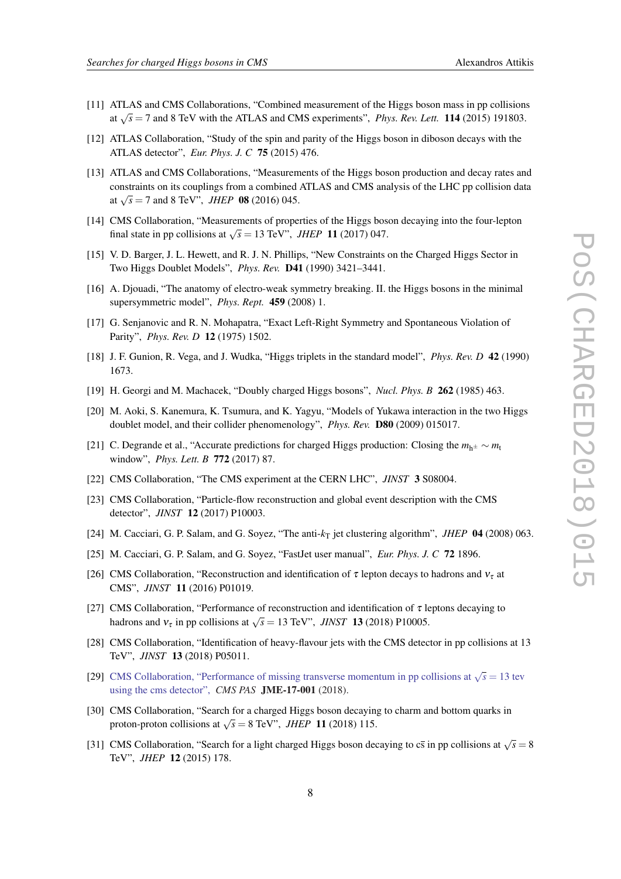[11] ATLAS and CMS Collaborations, "Combined measurement of the Higgs boson mass in pp collisions at $\sqrt{s} = 7$ and 8 TeV with the ATLAS and CMS experiments", *Phys. Rev. Lett.* **114** (2015) 191803.

[12] ATLAS Collaboration, "Study of the spin and parity of the Higgs boson in diboson decays with the ATLAS detector", *Eur. Phys. J. C* **75** (2015) 476.

[13] ATLAS and CMS Collaborations, "Measurements of the Higgs boson production and decay rates and constraints on its couplings from a combined ATLAS and CMS analysis of the LHC pp collision data at $\sqrt{s} = 7$ and 8 TeV", *JHEP* **08** (2016) 045.

[14] CMS Collaboration, "Measurements of properties of the Higgs boson decaying into the four-lepton final state in pp collisions at $\sqrt{s} = 13$ TeV", *JHEP* **11** (2017) 047.

[15] V. D. Barger, J. L. Hewett, and R. J. N. Phillips, "New Constraints on the Charged Higgs Sector in Two Higgs Doublet Models", *Phys. Rev.* **D41** (1990) 3421–3441.

[16] A. Djouadi, "The anatomy of electro-weak symmetry breaking. II. the Higgs bosons in the minimal supersymmetric model", *Phys. Rept.* **459** (2008) 1.

[17] G. Senjanovic and R. N. Mohapatra, "Exact Left-Right Symmetry and Spontaneous Violation of Parity", *Phys. Rev. D* **12** (1975) 1502.

[18] J. F. Gunion, R. Vega, and J. Wudka, "Higgs triplets in the standard model", *Phys. Rev. D* **42** (1990) 1673.

[19] H. Georgi and M. Machacek, "Doubly charged Higgs bosons", *Nucl. Phys. B* **262** (1985) 463.

[20] M. Aoki, S. Kanemura, K. Tsumura, and K. Yagyu, "Models of Yukawa interaction in the two Higgs doublet model, and their collider phenomenology", *Phys. Rev.* **D80** (2009) 015017.

[21] C. Degrande et al., "Accurate predictions for charged Higgs production: Closing the $m_{\mathrm{h}^{\pm}} \sim m_{\mathrm{t}}$ window", *Phys. Lett. B* **772** (2017) 87.

[22] CMS Collaboration, "The CMS experiment at the CERN LHC", *JINST* **3** S08004.

[23] CMS Collaboration, "Particle-flow reconstruction and global event description with the CMS detector", *JINST* **12** (2017) P10003.

[24] M. Cacciari, G. P. Salam, and G. Soyez, "The anti-$k_{\mathrm{T}}$ jet clustering algorithm", *JHEP* **04** (2008) 063.

[25] M. Cacciari, G. P. Salam, and G. Soyez, "FastJet user manual", *Eur. Phys. J. C* **72** 1896.

[26] CMS Collaboration, "Reconstruction and identification of $\tau$ lepton decays to hadrons and $\nu_\tau$ at CMS", *JINST* **11** (2016) P01019.

[27] CMS Collaboration, "Performance of reconstruction and identification of $\tau$ leptons decaying to hadrons and $\nu_\tau$ in pp collisions at $\sqrt{s} = 13$ TeV", *JINST* **13** (2018) P10005.

[28] CMS Collaboration, "Identification of heavy-flavour jets with the CMS detector in pp collisions at 13 TeV", *JINST* **13** (2018) P05011.

[29] CMS Collaboration, "Performance of missing transverse momentum in pp collisions at $\sqrt{s} = 13$ tev using the cms detector", *CMS PAS* **JME-17-001** (2018).

[30] CMS Collaboration, "Search for a charged Higgs boson decaying to charm and bottom quarks in proton-proton collisions at $\sqrt{s} = 8$ TeV", *JHEP* **11** (2018) 115.

[31] CMS Collaboration, "Search for a light charged Higgs boson decaying to $\mathrm{c\bar{s}}$ in pp collisions at $\sqrt{s} = 8$ TeV", *JHEP* **12** (2015) 178.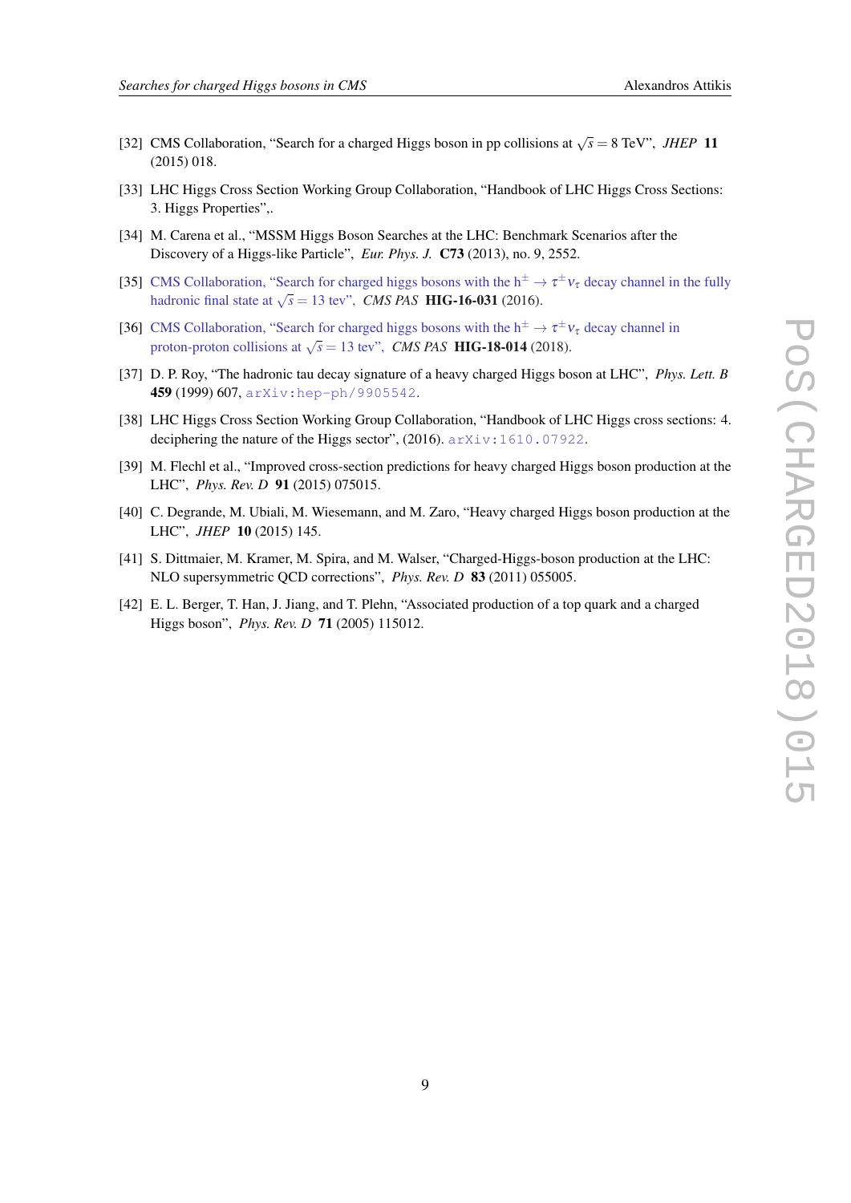[32] CMS Collaboration, "Search for a charged Higgs boson in pp collisions at $\sqrt{s} = 8$ TeV", *JHEP* **11** (2015) 018.

[33] LHC Higgs Cross Section Working Group Collaboration, "Handbook of LHC Higgs Cross Sections: 3. Higgs Properties",.

[34] M. Carena et al., "MSSM Higgs Boson Searches at the LHC: Benchmark Scenarios after the Discovery of a Higgs-like Particle", *Eur. Phys. J.* **C73** (2013), no. 9, 2552.

[35] CMS Collaboration, "Search for charged higgs bosons with the $h^{\pm} \to \tau^{\pm}\nu_{\tau}$ decay channel in the fully hadronic final state at $\sqrt{s} = 13$ tev", *CMS PAS* **HIG-16-031** (2016).

[36] CMS Collaboration, "Search for charged higgs bosons with the $h^{\pm} \to \tau^{\pm}\nu_{\tau}$ decay channel in proton-proton collisions at $\sqrt{s} = 13$ tev", *CMS PAS* **HIG-18-014** (2018).

[37] D. P. Roy, "The hadronic tau decay signature of a heavy charged Higgs boson at LHC", *Phys. Lett. B* **459** (1999) 607, arXiv:hep-ph/9905542.

[38] LHC Higgs Cross Section Working Group Collaboration, "Handbook of LHC Higgs cross sections: 4. deciphering the nature of the Higgs sector", (2016). arXiv:1610.07922.

[39] M. Flechl et al., "Improved cross-section predictions for heavy charged Higgs boson production at the LHC", *Phys. Rev. D* **91** (2015) 075015.

[40] C. Degrande, M. Ubiali, M. Wiesemann, and M. Zaro, "Heavy charged Higgs boson production at the LHC", *JHEP* **10** (2015) 145.

[41] S. Dittmaier, M. Kramer, M. Spira, and M. Walser, "Charged-Higgs-boson production at the LHC: NLO supersymmetric QCD corrections", *Phys. Rev. D* **83** (2011) 055005.

[42] E. L. Berger, T. Han, J. Jiang, and T. Plehn, "Associated production of a top quark and a charged Higgs boson", *Phys. Rev. D* **71** (2005) 115012.